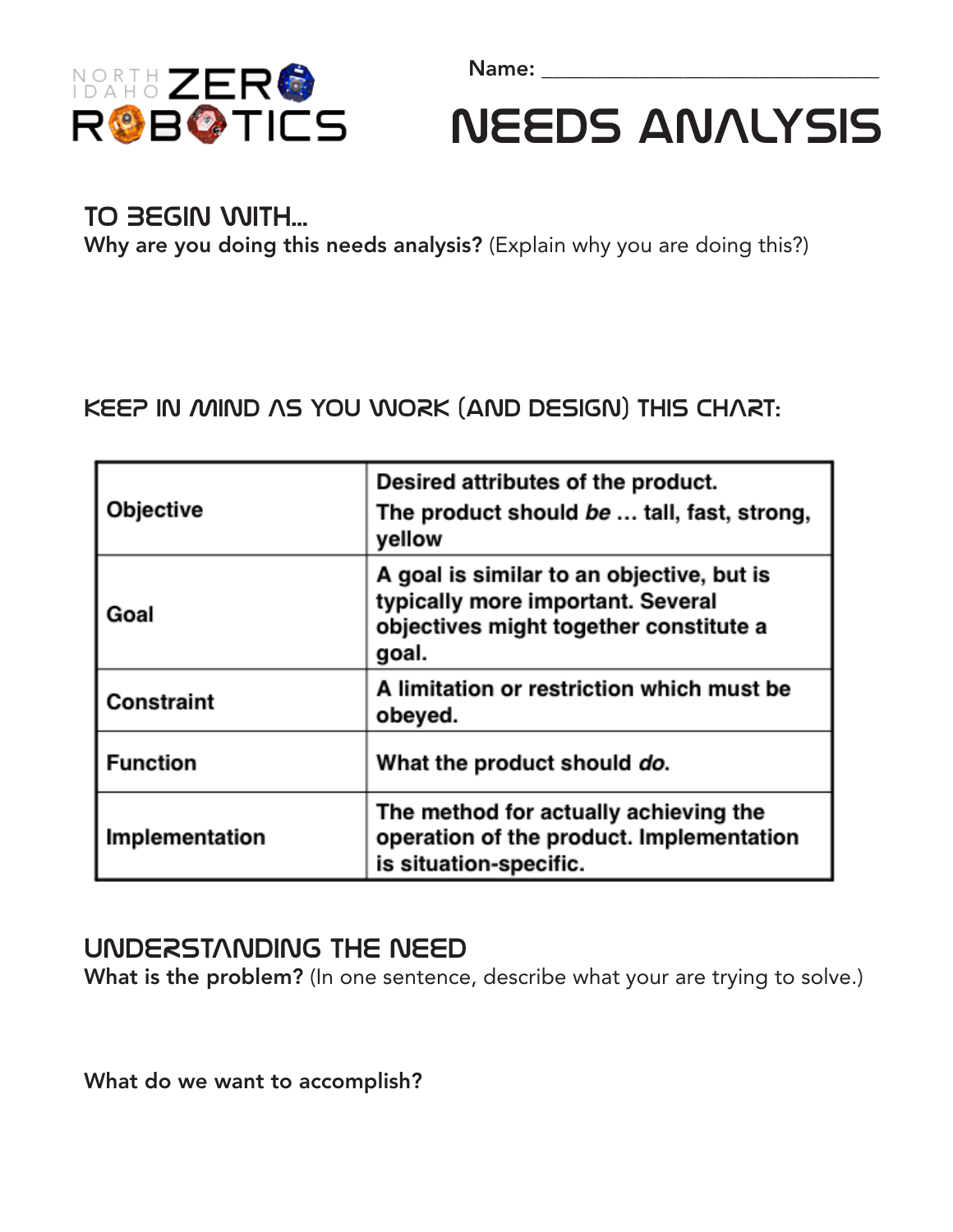NORTH IDAHO ZERO ROBOTICS

Name: ______________________________

# NEEDS ANALYSIS

## TO BEGIN WITH...

**Why are you doing this needs analysis?** (Explain why you are doing this?)

## KEEP IN MIND AS YOU WORK (AND DESIGN) THIS CHART:

| | |
|---|---|
| Objective | **Desired attributes of the product. The product should *be* ... tall, fast, strong, yellow** |
| Goal | **A goal is similar to an objective, but is typically more important. Several objectives might together constitute a goal.** |
| Constraint | **A limitation or restriction which must be obeyed.** |
| Function | **What the product should *do*.** |
| Implementation | **The method for actually achieving the operation of the product. Implementation is situation-specific.** |

## UNDERSTANDING THE NEED

**What is the problem?** (In one sentence, describe what your are trying to solve.)

**What do we want to accomplish?**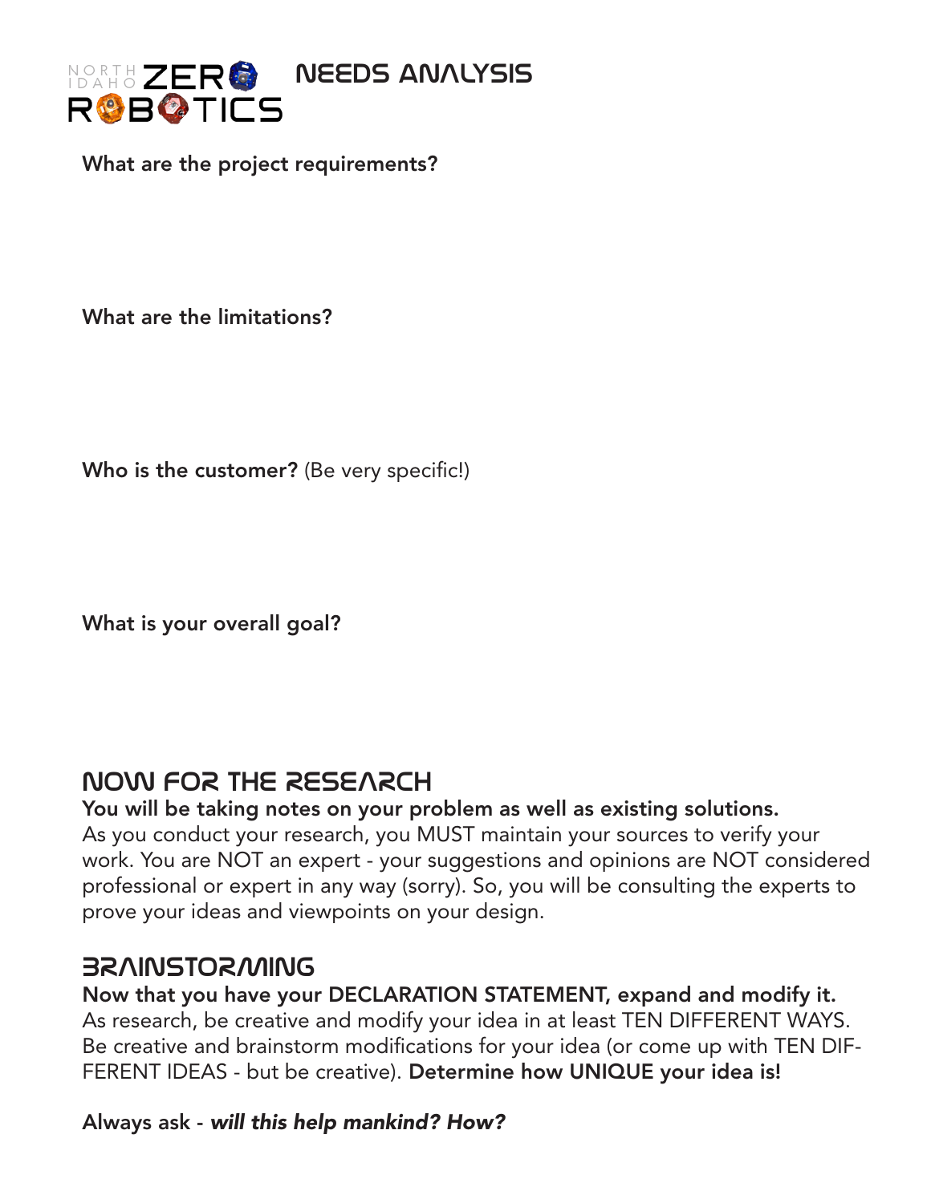# NORTH IDAHO ZERO ROBOTICS — NEEDS ANALYSIS

**What are the project requirements?**

**What are the limitations?**

**Who is the customer?** (Be very specific!)

**What is your overall goal?**

## NOW FOR THE RESEARCH

**You will be taking notes on your problem as well as existing solutions.**
As you conduct your research, you MUST maintain your sources to verify your work. You are NOT an expert - your suggestions and opinions are NOT considered professional or expert in any way (sorry). So, you will be consulting the experts to prove your ideas and viewpoints on your design.

## BRAINSTORMING

**Now that you have your DECLARATION STATEMENT, expand and modify it.**
As research, be creative and modify your idea in at least TEN DIFFERENT WAYS. Be creative and brainstorm modifications for your idea (or come up with TEN DIFFERENT IDEAS - but be creative). **Determine how UNIQUE your idea is!**

**Always ask - *will this help mankind? How?***